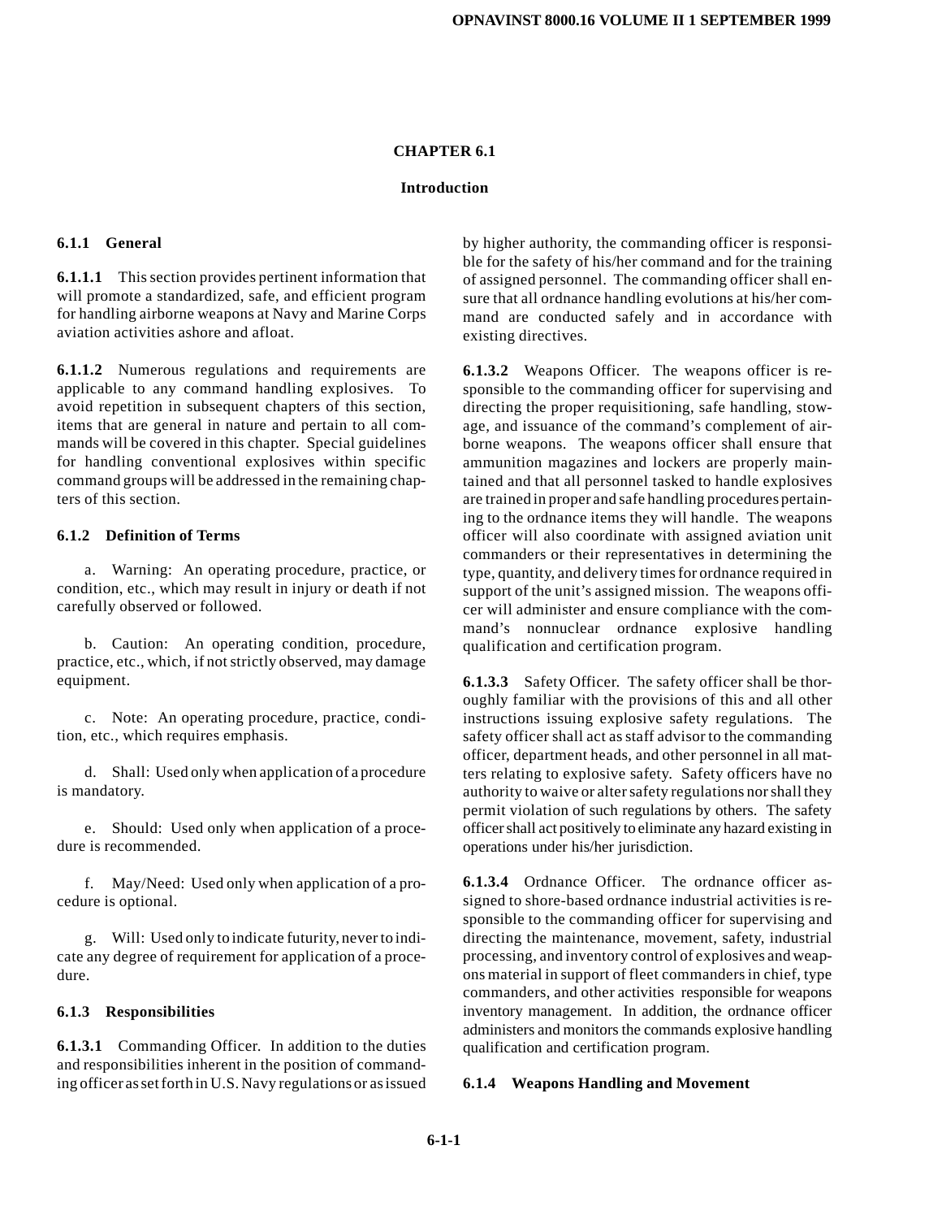# CHAPTER 6.1

## Introduction

### 6.1.1 General

**6.1.1.1** This section provides pertinent information that will promote a standardized, safe, and efficient program for handling airborne weapons at Navy and Marine Corps aviation activities ashore and afloat.

**6.1.1.2** Numerous regulations and requirements are applicable to any command handling explosives. To avoid repetition in subsequent chapters of this section, items that are general in nature and pertain to all commands will be covered in this chapter. Special guidelines for handling conventional explosives within specific command groups will be addressed in the remaining chapters of this section.

### 6.1.2 Definition of Terms

a. Warning: An operating procedure, practice, or condition, etc., which may result in injury or death if not carefully observed or followed.

b. Caution: An operating condition, procedure, practice, etc., which, if not strictly observed, may damage equipment.

c. Note: An operating procedure, practice, condition, etc., which requires emphasis.

d. Shall: Used only when application of a procedure is mandatory.

e. Should: Used only when application of a procedure is recommended.

f. May/Need: Used only when application of a procedure is optional.

g. Will: Used only to indicate futurity, never to indicate any degree of requirement for application of a procedure.

### 6.1.3 Responsibilities

**6.1.3.1** Commanding Officer. In addition to the duties and responsibilities inherent in the position of commanding officer as set forth in U.S. Navy regulations or as issued by higher authority, the commanding officer is responsible for the safety of his/her command and for the training of assigned personnel. The commanding officer shall ensure that all ordnance handling evolutions at his/her command are conducted safely and in accordance with existing directives.

**6.1.3.2** Weapons Officer. The weapons officer is responsible to the commanding officer for supervising and directing the proper requisitioning, safe handling, stowage, and issuance of the command's complement of airborne weapons. The weapons officer shall ensure that ammunition magazines and lockers are properly maintained and that all personnel tasked to handle explosives are trained in proper and safe handling procedures pertaining to the ordnance items they will handle. The weapons officer will also coordinate with assigned aviation unit commanders or their representatives in determining the type, quantity, and delivery times for ordnance required in support of the unit's assigned mission. The weapons officer will administer and ensure compliance with the command's nonnuclear ordnance explosive handling qualification and certification program.

**6.1.3.3** Safety Officer. The safety officer shall be thoroughly familiar with the provisions of this and all other instructions issuing explosive safety regulations. The safety officer shall act as staff advisor to the commanding officer, department heads, and other personnel in all matters relating to explosive safety. Safety officers have no authority to waive or alter safety regulations nor shall they permit violation of such regulations by others. The safety officer shall act positively to eliminate any hazard existing in operations under his/her jurisdiction.

**6.1.3.4** Ordnance Officer. The ordnance officer assigned to shore-based ordnance industrial activities is responsible to the commanding officer for supervising and directing the maintenance, movement, safety, industrial processing, and inventory control of explosives and weapons material in support of fleet commanders in chief, type commanders, and other activities responsible for weapons inventory management. In addition, the ordnance officer administers and monitors the commands explosive handling qualification and certification program.

### 6.1.4 Weapons Handling and Movement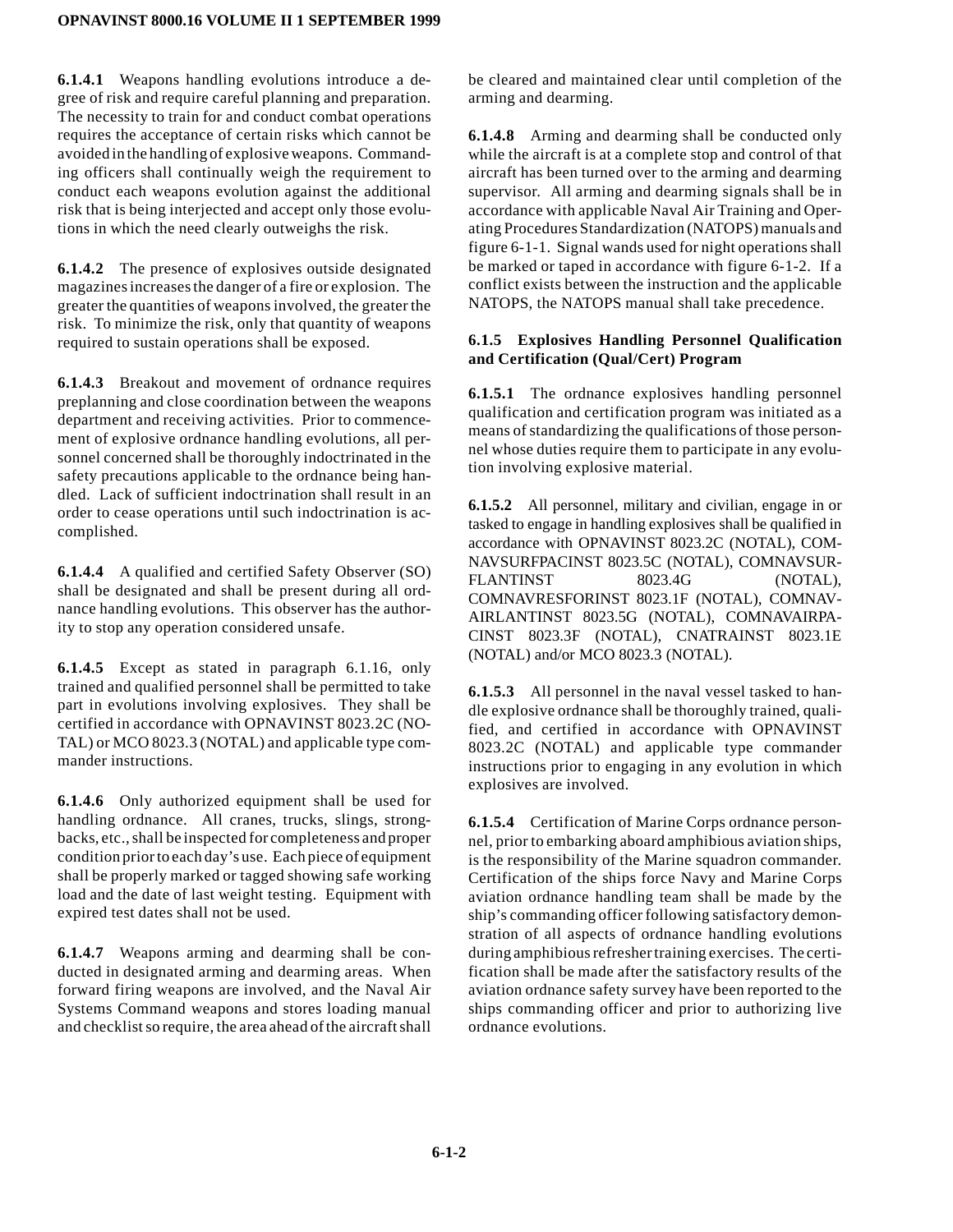**6.1.4.1** Weapons handling evolutions introduce a degree of risk and require careful planning and preparation. The necessity to train for and conduct combat operations requires the acceptance of certain risks which cannot be avoided in the handling of explosive weapons. Commanding officers shall continually weigh the requirement to conduct each weapons evolution against the additional risk that is being interjected and accept only those evolutions in which the need clearly outweighs the risk.

**6.1.4.2** The presence of explosives outside designated magazines increases the danger of a fire or explosion. The greater the quantities of weapons involved, the greater the risk. To minimize the risk, only that quantity of weapons required to sustain operations shall be exposed.

**6.1.4.3** Breakout and movement of ordnance requires preplanning and close coordination between the weapons department and receiving activities. Prior to commencement of explosive ordnance handling evolutions, all personnel concerned shall be thoroughly indoctrinated in the safety precautions applicable to the ordnance being handled. Lack of sufficient indoctrination shall result in an order to cease operations until such indoctrination is accomplished.

**6.1.4.4** A qualified and certified Safety Observer (SO) shall be designated and shall be present during all ordnance handling evolutions. This observer has the authority to stop any operation considered unsafe.

**6.1.4.5** Except as stated in paragraph 6.1.16, only trained and qualified personnel shall be permitted to take part in evolutions involving explosives. They shall be certified in accordance with OPNAVINST 8023.2C (NOTAL) or MCO 8023.3 (NOTAL) and applicable type commander instructions.

**6.1.4.6** Only authorized equipment shall be used for handling ordnance. All cranes, trucks, slings, strongbacks, etc., shall be inspected for completeness and proper condition prior to each day's use. Each piece of equipment shall be properly marked or tagged showing safe working load and the date of last weight testing. Equipment with expired test dates shall not be used.

**6.1.4.7** Weapons arming and dearming shall be conducted in designated arming and dearming areas. When forward firing weapons are involved, and the Naval Air Systems Command weapons and stores loading manual and checklist so require, the area ahead of the aircraft shall be cleared and maintained clear until completion of the arming and dearming.

**6.1.4.8** Arming and dearming shall be conducted only while the aircraft is at a complete stop and control of that aircraft has been turned over to the arming and dearming supervisor. All arming and dearming signals shall be in accordance with applicable Naval Air Training and Operating Procedures Standardization (NATOPS) manuals and figure 6-1-1. Signal wands used for night operations shall be marked or taped in accordance with figure 6-1-2. If a conflict exists between the instruction and the applicable NATOPS, the NATOPS manual shall take precedence.

### 6.1.5 Explosives Handling Personnel Qualification and Certification (Qual/Cert) Program

**6.1.5.1** The ordnance explosives handling personnel qualification and certification program was initiated as a means of standardizing the qualifications of those personnel whose duties require them to participate in any evolution involving explosive material.

**6.1.5.2** All personnel, military and civilian, engage in or tasked to engage in handling explosives shall be qualified in accordance with OPNAVINST 8023.2C (NOTAL), COMNAVSURFPACINST 8023.5C (NOTAL), COMNAVSURFLANTINST 8023.4G (NOTAL), COMNAVRESFORINST 8023.1F (NOTAL), COMNAVAIRLANTINST 8023.5G (NOTAL), COMNAVAIRPACINST 8023.3F (NOTAL), CNATRAINST 8023.1E (NOTAL) and/or MCO 8023.3 (NOTAL).

**6.1.5.3** All personnel in the naval vessel tasked to handle explosive ordnance shall be thoroughly trained, qualified, and certified in accordance with OPNAVINST 8023.2C (NOTAL) and applicable type commander instructions prior to engaging in any evolution in which explosives are involved.

**6.1.5.4** Certification of Marine Corps ordnance personnel, prior to embarking aboard amphibious aviation ships, is the responsibility of the Marine squadron commander. Certification of the ships force Navy and Marine Corps aviation ordnance handling team shall be made by the ship's commanding officer following satisfactory demonstration of all aspects of ordnance handling evolutions during amphibious refresher training exercises. The certification shall be made after the satisfactory results of the aviation ordnance safety survey have been reported to the ships commanding officer and prior to authorizing live ordnance evolutions.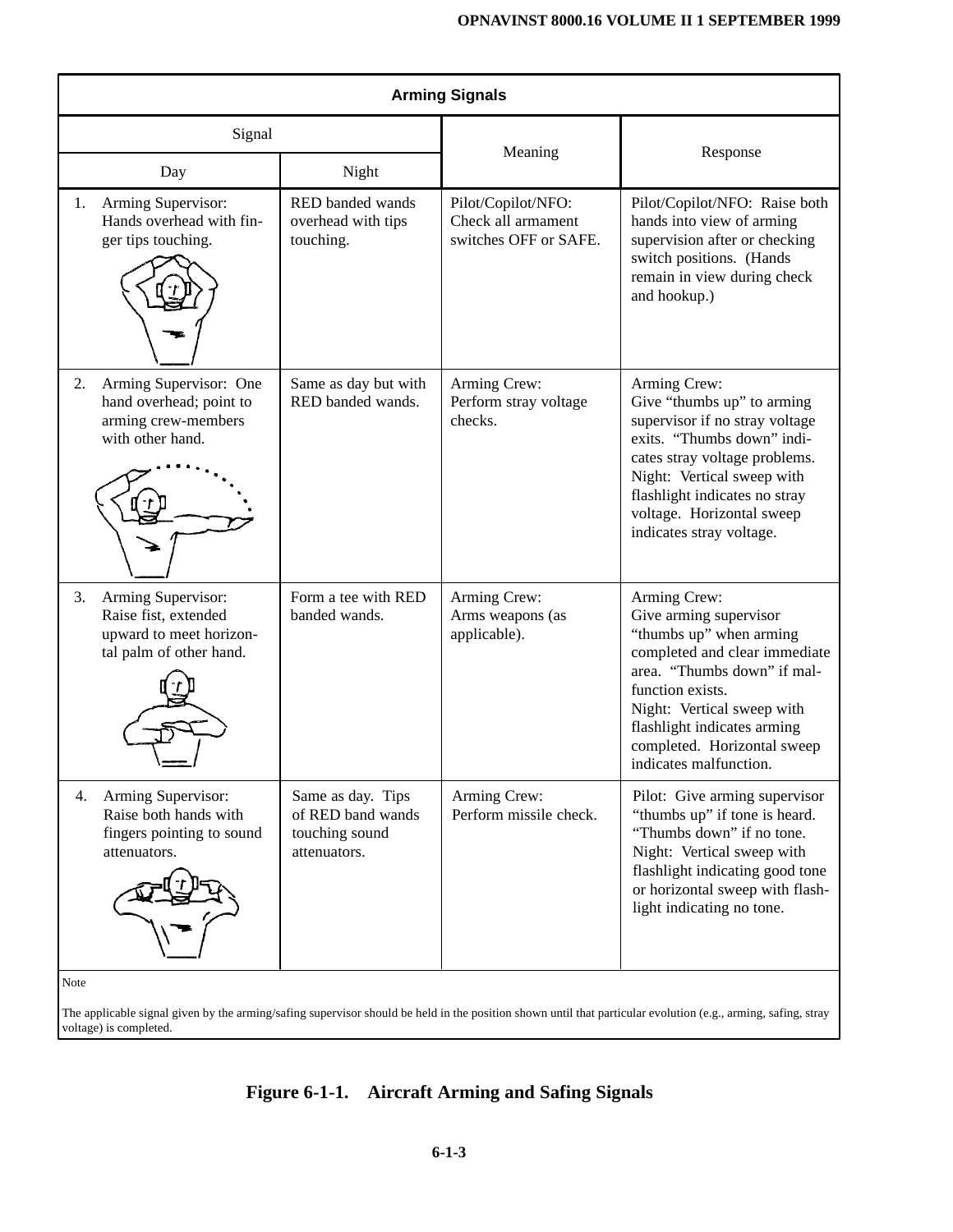| **Arming Signals** | | | |
|---|---|---|---|
| Signal | | Meaning | Response |
| Day | Night | | |
| 1. Arming Supervisor: Hands overhead with finger tips touching. | RED banded wands overhead with tips touching. | Pilot/Copilot/NFO: Check all armament switches OFF or SAFE. | Pilot/Copilot/NFO: Raise both hands into view of arming supervision after or checking switch positions. (Hands remain in view during check and hookup.) |
| 2. Arming Supervisor: One hand overhead; point to arming crew-members with other hand. | Same as day but with RED banded wands. | Arming Crew: Perform stray voltage checks. | Arming Crew: Give "thumbs up" to arming supervisor if no stray voltage exits. "Thumbs down" indicates stray voltage problems. Night: Vertical sweep with flashlight indicates no stray voltage. Horizontal sweep indicates stray voltage. |
| 3. Arming Supervisor: Raise fist, extended upward to meet horizontal palm of other hand. | Form a tee with RED banded wands. | Arming Crew: Arms weapons (as applicable). | Arming Crew: Give arming supervisor "thumbs up" when arming completed and clear immediate area. "Thumbs down" if malfunction exists. Night: Vertical sweep with flashlight indicates arming completed. Horizontal sweep indicates malfunction. |
| 4. Arming Supervisor: Raise both hands with fingers pointing to sound attenuators. | Same as day. Tips of RED band wands touching sound attenuators. | Arming Crew: Perform missile check. | Pilot: Give arming supervisor "thumbs up" if tone is heard. "Thumbs down" if no tone. Night: Vertical sweep with flashlight indicating good tone or horizontal sweep with flashlight indicating no tone. |

Note

The applicable signal given by the arming/safing supervisor should be held in the position shown until that particular evolution (e.g., arming, safing, stray voltage) is completed.

**Figure 6-1-1. Aircraft Arming and Safing Signals**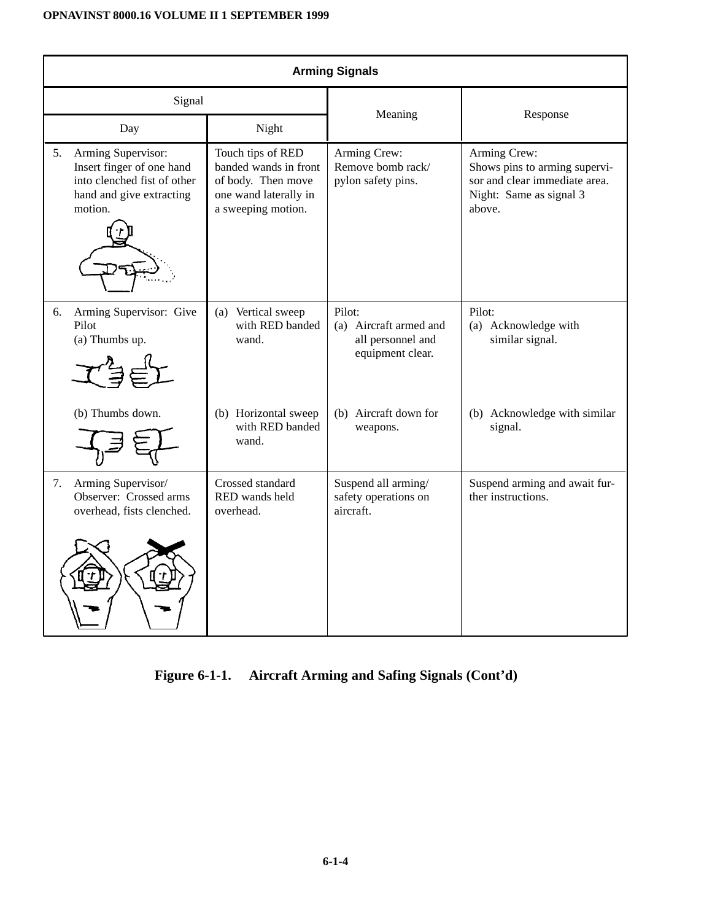| Arming Signals | | | |
|---|---|---|---|
| Signal | | Meaning | Response |
| Day | Night | | |
| 5. Arming Supervisor: Insert finger of one hand into clenched fist of other hand and give extracting motion. | Touch tips of RED banded wands in front of body. Then move one wand laterally in a sweeping motion. | Arming Crew: Remove bomb rack/ pylon safety pins. | Arming Crew: Shows pins to arming supervisor and clear immediate area. Night: Same as signal 3 above. |
| 6. Arming Supervisor: Give Pilot (a) Thumbs up. | (a) Vertical sweep with RED banded wand. | Pilot: (a) Aircraft armed and all personnel and equipment clear. | Pilot: (a) Acknowledge with similar signal. |
| (b) Thumbs down. | (b) Horizontal sweep with RED banded wand. | (b) Aircraft down for weapons. | (b) Acknowledge with similar signal. |
| 7. Arming Supervisor/ Observer: Crossed arms overhead, fists clenched. | Crossed standard RED wands held overhead. | Suspend all arming/ safety operations on aircraft. | Suspend arming and await further instructions. |

**Figure 6-1-1. Aircraft Arming and Safing Signals (Cont'd)**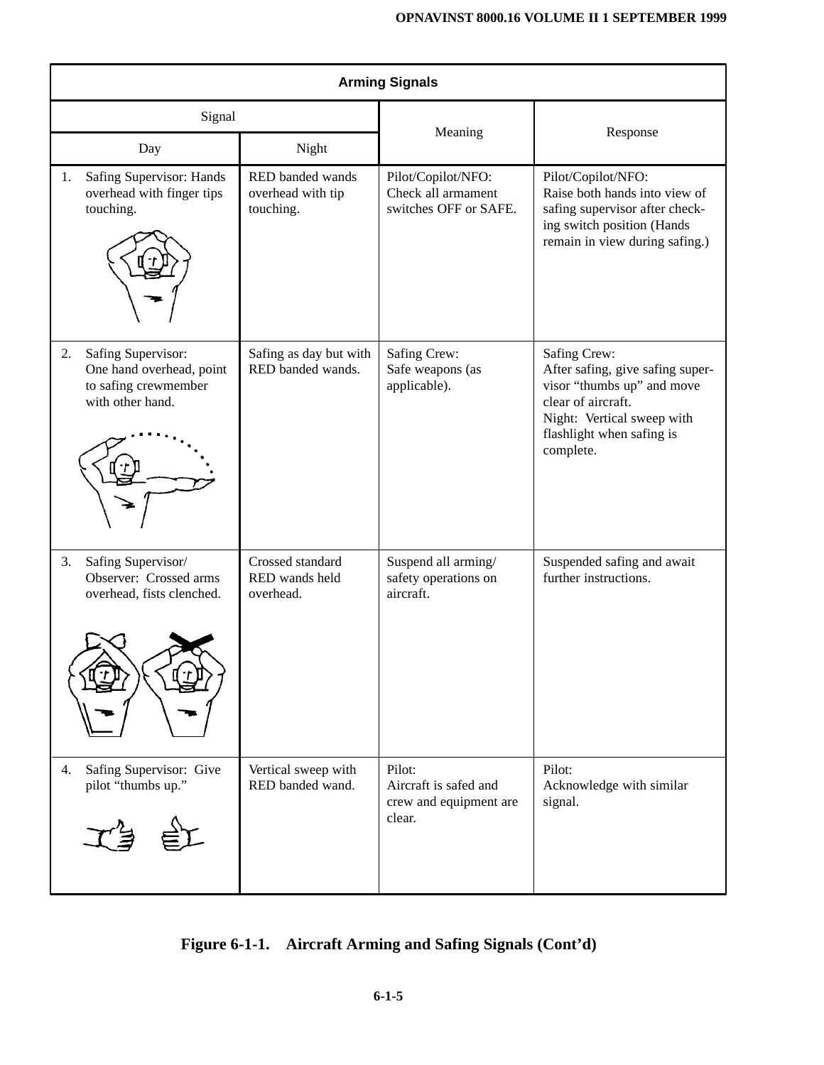| Arming Signals | | | |
|---|---|---|---|
| Signal | | Meaning | Response |
| Day | Night | | |
| 1. Safing Supervisor: Hands overhead with finger tips touching. | RED banded wands overhead with tip touching. | Pilot/Copilot/NFO: Check all armament switches OFF or SAFE. | Pilot/Copilot/NFO: Raise both hands into view of safing supervisor after checking switch position (Hands remain in view during safing.) |
| 2. Safing Supervisor: One hand overhead, point to safing crewmember with other hand. | Safing as day but with RED banded wands. | Safing Crew: Safe weapons (as applicable). | Safing Crew: After safing, give safing supervisor "thumbs up" and move clear of aircraft. Night: Vertical sweep with flashlight when safing is complete. |
| 3. Safing Supervisor/ Observer: Crossed arms overhead, fists clenched. | Crossed standard RED wands held overhead. | Suspend all arming/ safety operations on aircraft. | Suspended safing and await further instructions. |
| 4. Safing Supervisor: Give pilot "thumbs up." | Vertical sweep with RED banded wand. | Pilot: Aircraft is safed and crew and equipment are clear. | Pilot: Acknowledge with similar signal. |

**Figure 6-1-1. Aircraft Arming and Safing Signals (Cont'd)**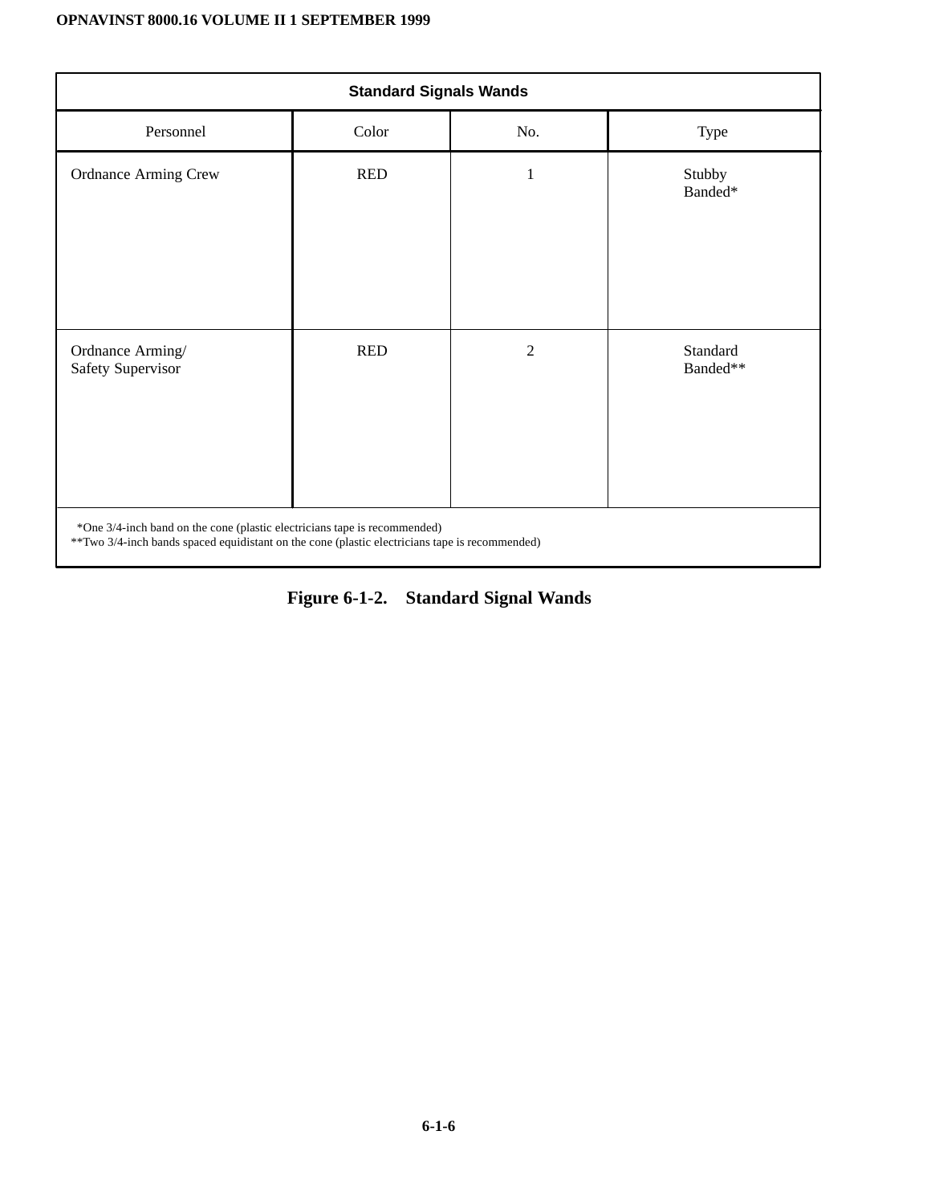| Standard Signals Wands | | | |
|---|---|---|---|
| Personnel | Color | No. | Type |
| Ordnance Arming Crew | RED | 1 | Stubby Banded* |
| Ordnance Arming/ Safety Supervisor | RED | 2 | Standard Banded** |

*One 3/4-inch band on the cone (plastic electricians tape is recommended)
**Two 3/4-inch bands spaced equidistant on the cone (plastic electricians tape is recommended)

**Figure 6-1-2. Standard Signal Wands**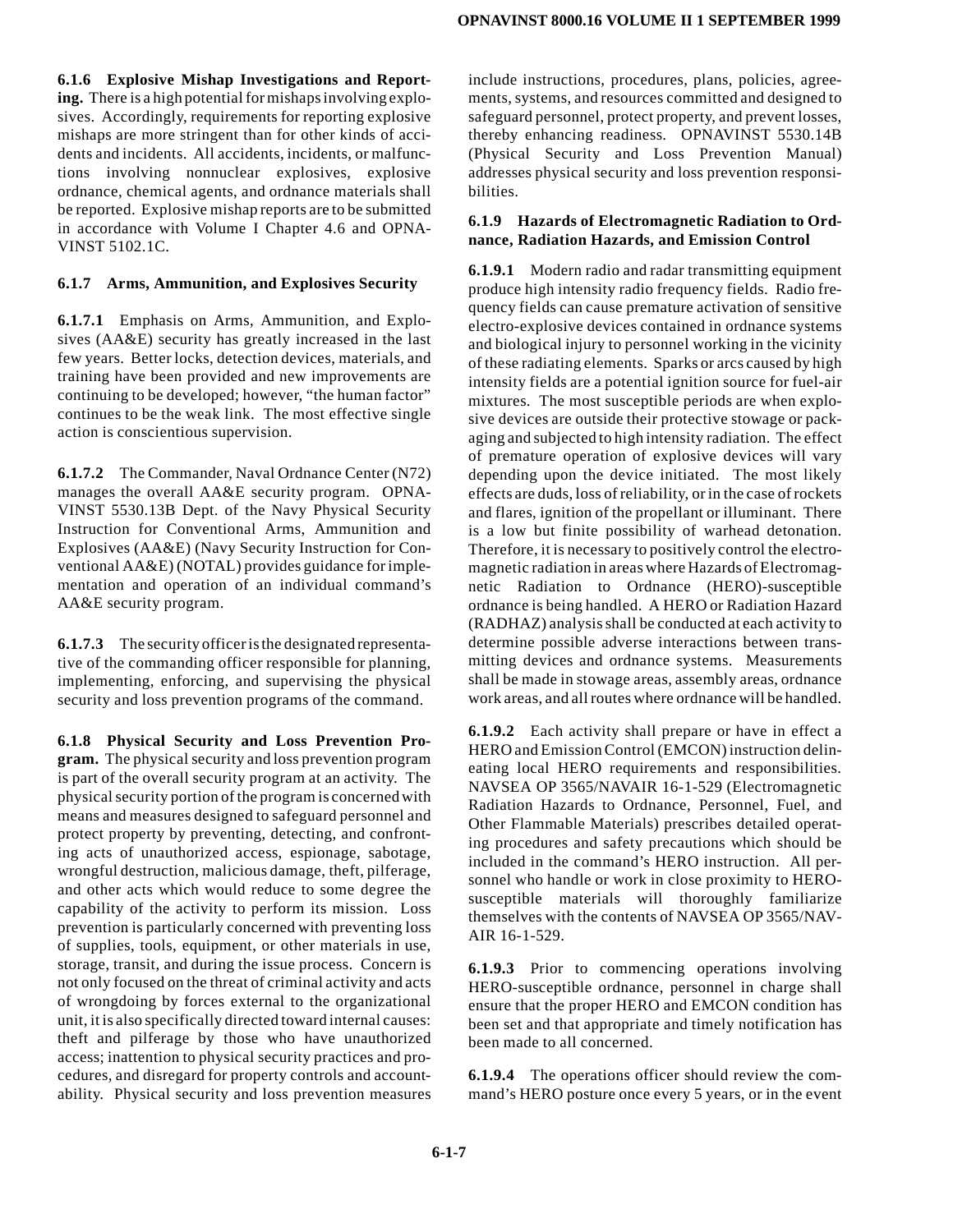**6.1.6 Explosive Mishap Investigations and Reporting.** There is a high potential for mishaps involving explosives. Accordingly, requirements for reporting explosive mishaps are more stringent than for other kinds of accidents and incidents. All accidents, incidents, or malfunctions involving nonnuclear explosives, explosive ordnance, chemical agents, and ordnance materials shall be reported. Explosive mishap reports are to be submitted in accordance with Volume I Chapter 4.6 and OPNAVINST 5102.1C.

### 6.1.7 Arms, Ammunition, and Explosives Security

**6.1.7.1** Emphasis on Arms, Ammunition, and Explosives (AA&E) security has greatly increased in the last few years. Better locks, detection devices, materials, and training have been provided and new improvements are continuing to be developed; however, "the human factor" continues to be the weak link. The most effective single action is conscientious supervision.

**6.1.7.2** The Commander, Naval Ordnance Center (N72) manages the overall AA&E security program. OPNAVINST 5530.13B Dept. of the Navy Physical Security Instruction for Conventional Arms, Ammunition and Explosives (AA&E) (Navy Security Instruction for Conventional AA&E) (NOTAL) provides guidance for implementation and operation of an individual command's AA&E security program.

**6.1.7.3** The security officer is the designated representative of the commanding officer responsible for planning, implementing, enforcing, and supervising the physical security and loss prevention programs of the command.

**6.1.8 Physical Security and Loss Prevention Program.** The physical security and loss prevention program is part of the overall security program at an activity. The physical security portion of the program is concerned with means and measures designed to safeguard personnel and protect property by preventing, detecting, and confronting acts of unauthorized access, espionage, sabotage, wrongful destruction, malicious damage, theft, pilferage, and other acts which would reduce to some degree the capability of the activity to perform its mission. Loss prevention is particularly concerned with preventing loss of supplies, tools, equipment, or other materials in use, storage, transit, and during the issue process. Concern is not only focused on the threat of criminal activity and acts of wrongdoing by forces external to the organizational unit, it is also specifically directed toward internal causes: theft and pilferage by those who have unauthorized access; inattention to physical security practices and procedures, and disregard for property controls and accountability. Physical security and loss prevention measures include instructions, procedures, plans, policies, agreements, systems, and resources committed and designed to safeguard personnel, protect property, and prevent losses, thereby enhancing readiness. OPNAVINST 5530.14B (Physical Security and Loss Prevention Manual) addresses physical security and loss prevention responsibilities.

### 6.1.9 Hazards of Electromagnetic Radiation to Ordnance, Radiation Hazards, and Emission Control

**6.1.9.1** Modern radio and radar transmitting equipment produce high intensity radio frequency fields. Radio frequency fields can cause premature activation of sensitive electro-explosive devices contained in ordnance systems and biological injury to personnel working in the vicinity of these radiating elements. Sparks or arcs caused by high intensity fields are a potential ignition source for fuel-air mixtures. The most susceptible periods are when explosive devices are outside their protective stowage or packaging and subjected to high intensity radiation. The effect of premature operation of explosive devices will vary depending upon the device initiated. The most likely effects are duds, loss of reliability, or in the case of rockets and flares, ignition of the propellant or illuminant. There is a low but finite possibility of warhead detonation. Therefore, it is necessary to positively control the electromagnetic radiation in areas where Hazards of Electromagnetic Radiation to Ordnance (HERO)-susceptible ordnance is being handled. A HERO or Radiation Hazard (RADHAZ) analysis shall be conducted at each activity to determine possible adverse interactions between transmitting devices and ordnance systems. Measurements shall be made in stowage areas, assembly areas, ordnance work areas, and all routes where ordnance will be handled.

**6.1.9.2** Each activity shall prepare or have in effect a HERO and Emission Control (EMCON) instruction delineating local HERO requirements and responsibilities. NAVSEA OP 3565/NAVAIR 16-1-529 (Electromagnetic Radiation Hazards to Ordnance, Personnel, Fuel, and Other Flammable Materials) prescribes detailed operating procedures and safety precautions which should be included in the command's HERO instruction. All personnel who handle or work in close proximity to HERO-susceptible materials will thoroughly familiarize themselves with the contents of NAVSEA OP 3565/NAVAIR 16-1-529.

**6.1.9.3** Prior to commencing operations involving HERO-susceptible ordnance, personnel in charge shall ensure that the proper HERO and EMCON condition has been set and that appropriate and timely notification has been made to all concerned.

**6.1.9.4** The operations officer should review the command's HERO posture once every 5 years, or in the event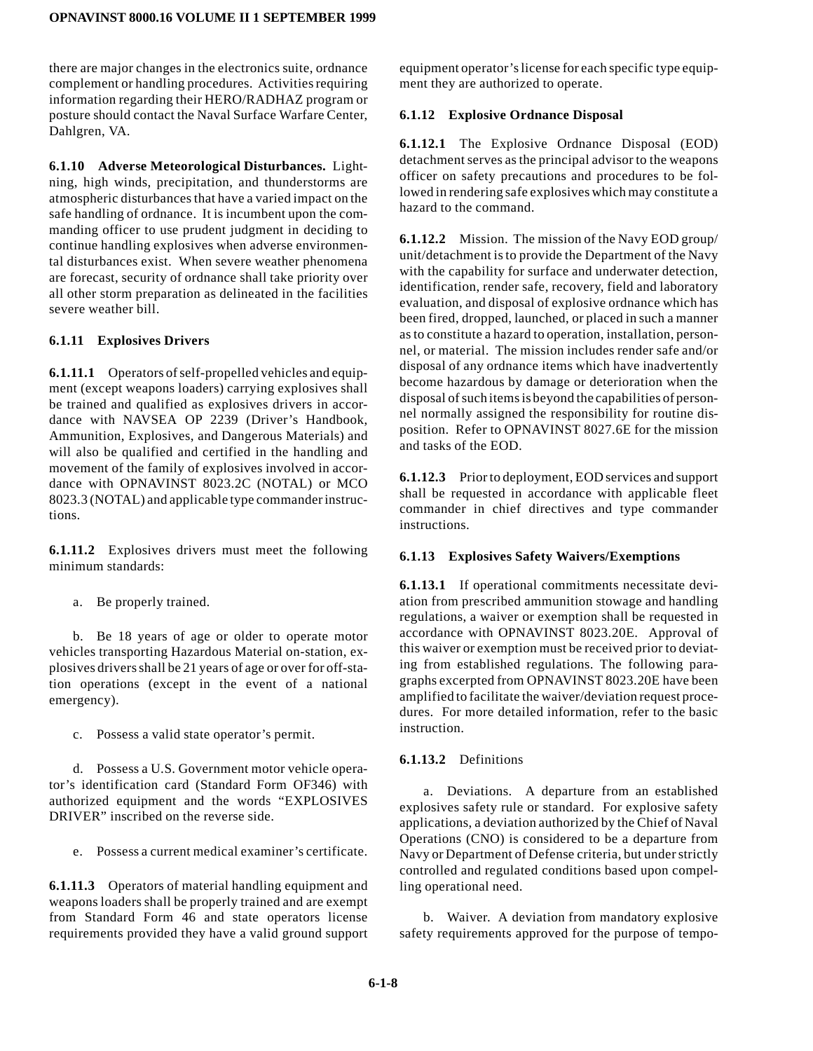there are major changes in the electronics suite, ordnance complement or handling procedures. Activities requiring information regarding their HERO/RADHAZ program or posture should contact the Naval Surface Warfare Center, Dahlgren, VA.

**6.1.10 Adverse Meteorological Disturbances.** Lightning, high winds, precipitation, and thunderstorms are atmospheric disturbances that have a varied impact on the safe handling of ordnance. It is incumbent upon the commanding officer to use prudent judgment in deciding to continue handling explosives when adverse environmental disturbances exist. When severe weather phenomena are forecast, security of ordnance shall take priority over all other storm preparation as delineated in the facilities severe weather bill.

### 6.1.11 Explosives Drivers

**6.1.11.1** Operators of self-propelled vehicles and equipment (except weapons loaders) carrying explosives shall be trained and qualified as explosives drivers in accordance with NAVSEA OP 2239 (Driver's Handbook, Ammunition, Explosives, and Dangerous Materials) and will also be qualified and certified in the handling and movement of the family of explosives involved in accordance with OPNAVINST 8023.2C (NOTAL) or MCO 8023.3 (NOTAL) and applicable type commander instructions.

**6.1.11.2** Explosives drivers must meet the following minimum standards:

a. Be properly trained.

b. Be 18 years of age or older to operate motor vehicles transporting Hazardous Material on-station, explosives drivers shall be 21 years of age or over for off-station operations (except in the event of a national emergency).

c. Possess a valid state operator's permit.

d. Possess a U.S. Government motor vehicle operator's identification card (Standard Form OF346) with authorized equipment and the words "EXPLOSIVES DRIVER" inscribed on the reverse side.

e. Possess a current medical examiner's certificate.

**6.1.11.3** Operators of material handling equipment and weapons loaders shall be properly trained and are exempt from Standard Form 46 and state operators license requirements provided they have a valid ground support equipment operator's license for each specific type equipment they are authorized to operate.

### 6.1.12 Explosive Ordnance Disposal

**6.1.12.1** The Explosive Ordnance Disposal (EOD) detachment serves as the principal advisor to the weapons officer on safety precautions and procedures to be followed in rendering safe explosives which may constitute a hazard to the command.

**6.1.12.2** Mission. The mission of the Navy EOD group/unit/detachment is to provide the Department of the Navy with the capability for surface and underwater detection, identification, render safe, recovery, field and laboratory evaluation, and disposal of explosive ordnance which has been fired, dropped, launched, or placed in such a manner as to constitute a hazard to operation, installation, personnel, or material. The mission includes render safe and/or disposal of any ordnance items which have inadvertently become hazardous by damage or deterioration when the disposal of such items is beyond the capabilities of personnel normally assigned the responsibility for routine disposition. Refer to OPNAVINST 8027.6E for the mission and tasks of the EOD.

**6.1.12.3** Prior to deployment, EOD services and support shall be requested in accordance with applicable fleet commander in chief directives and type commander instructions.

### 6.1.13 Explosives Safety Waivers/Exemptions

**6.1.13.1** If operational commitments necessitate deviation from prescribed ammunition stowage and handling regulations, a waiver or exemption shall be requested in accordance with OPNAVINST 8023.20E. Approval of this waiver or exemption must be received prior to deviating from established regulations. The following paragraphs excerpted from OPNAVINST 8023.20E have been amplified to facilitate the waiver/deviation request procedures. For more detailed information, refer to the basic instruction.

**6.1.13.2** Definitions

a. Deviations. A departure from an established explosives safety rule or standard. For explosive safety applications, a deviation authorized by the Chief of Naval Operations (CNO) is considered to be a departure from Navy or Department of Defense criteria, but under strictly controlled and regulated conditions based upon compelling operational need.

b. Waiver. A deviation from mandatory explosive safety requirements approved for the purpose of tempo-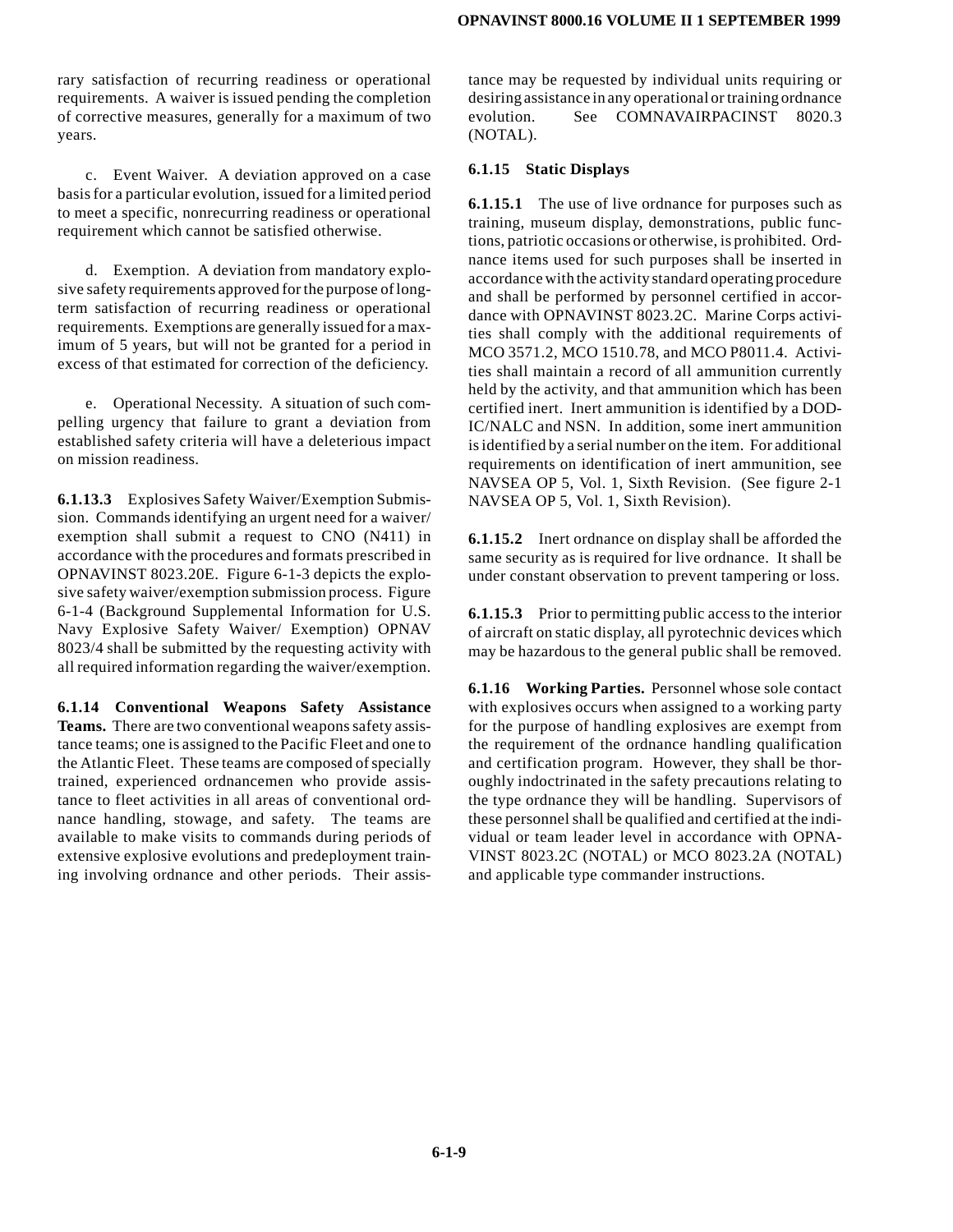rary satisfaction of recurring readiness or operational requirements. A waiver is issued pending the completion of corrective measures, generally for a maximum of two years.

c. Event Waiver. A deviation approved on a case basis for a particular evolution, issued for a limited period to meet a specific, nonrecurring readiness or operational requirement which cannot be satisfied otherwise.

d. Exemption. A deviation from mandatory explosive safety requirements approved for the purpose of long-term satisfaction of recurring readiness or operational requirements. Exemptions are generally issued for a maximum of 5 years, but will not be granted for a period in excess of that estimated for correction of the deficiency.

e. Operational Necessity. A situation of such compelling urgency that failure to grant a deviation from established safety criteria will have a deleterious impact on mission readiness.

**6.1.13.3** Explosives Safety Waiver/Exemption Submission. Commands identifying an urgent need for a waiver/exemption shall submit a request to CNO (N411) in accordance with the procedures and formats prescribed in OPNAVINST 8023.20E. Figure 6-1-3 depicts the explosive safety waiver/exemption submission process. Figure 6-1-4 (Background Supplemental Information for U.S. Navy Explosive Safety Waiver/ Exemption) OPNAV 8023/4 shall be submitted by the requesting activity with all required information regarding the waiver/exemption.

**6.1.14 Conventional Weapons Safety Assistance Teams.** There are two conventional weapons safety assistance teams; one is assigned to the Pacific Fleet and one to the Atlantic Fleet. These teams are composed of specially trained, experienced ordnancemen who provide assistance to fleet activities in all areas of conventional ordnance handling, stowage, and safety. The teams are available to make visits to commands during periods of extensive explosive evolutions and predeployment training involving ordnance and other periods. Their assistance may be requested by individual units requiring or desiring assistance in any operational or training ordnance evolution. See COMNAVAIRPACINST 8020.3 (NOTAL).

**6.1.15 Static Displays**

**6.1.15.1** The use of live ordnance for purposes such as training, museum display, demonstrations, public functions, patriotic occasions or otherwise, is prohibited. Ordnance items used for such purposes shall be inserted in accordance with the activity standard operating procedure and shall be performed by personnel certified in accordance with OPNAVINST 8023.2C. Marine Corps activities shall comply with the additional requirements of MCO 3571.2, MCO 1510.78, and MCO P8011.4. Activities shall maintain a record of all ammunition currently held by the activity, and that ammunition which has been certified inert. Inert ammunition is identified by a DODIC/NALC and NSN. In addition, some inert ammunition is identified by a serial number on the item. For additional requirements on identification of inert ammunition, see NAVSEA OP 5, Vol. 1, Sixth Revision. (See figure 2-1 NAVSEA OP 5, Vol. 1, Sixth Revision).

**6.1.15.2** Inert ordnance on display shall be afforded the same security as is required for live ordnance. It shall be under constant observation to prevent tampering or loss.

**6.1.15.3** Prior to permitting public access to the interior of aircraft on static display, all pyrotechnic devices which may be hazardous to the general public shall be removed.

**6.1.16 Working Parties.** Personnel whose sole contact with explosives occurs when assigned to a working party for the purpose of handling explosives are exempt from the requirement of the ordnance handling qualification and certification program. However, they shall be thoroughly indoctrinated in the safety precautions relating to the type ordnance they will be handling. Supervisors of these personnel shall be qualified and certified at the individual or team leader level in accordance with OPNAVINST 8023.2C (NOTAL) or MCO 8023.2A (NOTAL) and applicable type commander instructions.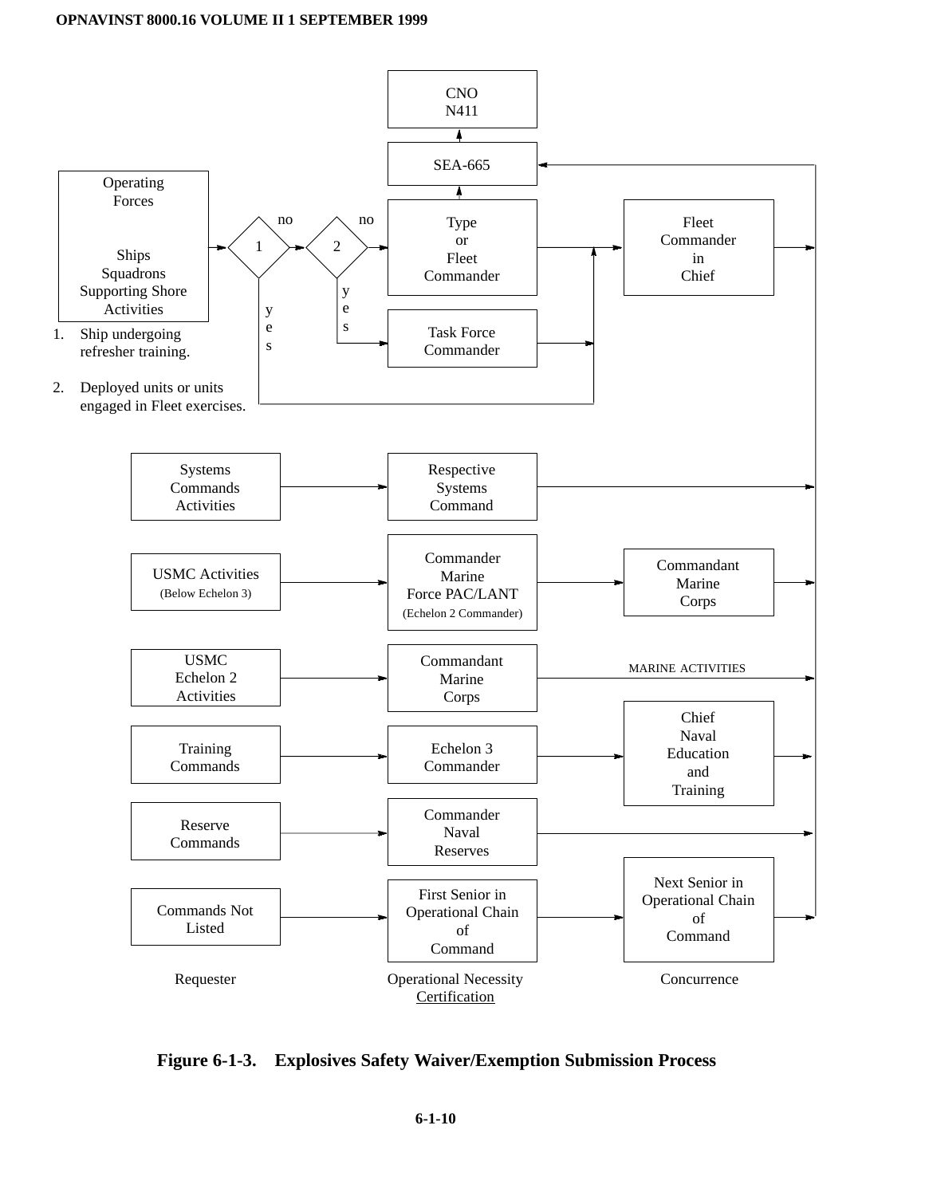CNO
N411

SEA-665

Operating Forces

Ships
Squadrons
Supporting Shore Activities

1 — no — 2 — no — Type or Fleet Commander — Fleet Commander in Chief

yes (1) / yes (2) — Task Force Commander

1. Ship undergoing refresher training.

2. Deployed units or units engaged in Fleet exercises.

| Requester | Operational Necessity Certification | Concurrence |
|---|---|---|
| Systems Commands Activities | Respective Systems Command | |
| USMC Activities (Below Echelon 3) | Commander Marine Force PAC/LANT (Echelon 2 Commander) | Commandant Marine Corps |
| USMC Echelon 2 Activities | Commandant Marine Corps | MARINE ACTIVITIES |
| Training Commands | Echelon 3 Commander | Chief Naval Education and Training |
| Reserve Commands | Commander Naval Reserves | |
| Commands Not Listed | First Senior in Operational Chain of Command | Next Senior in Operational Chain of Command |

**Figure 6-1-3. Explosives Safety Waiver/Exemption Submission Process**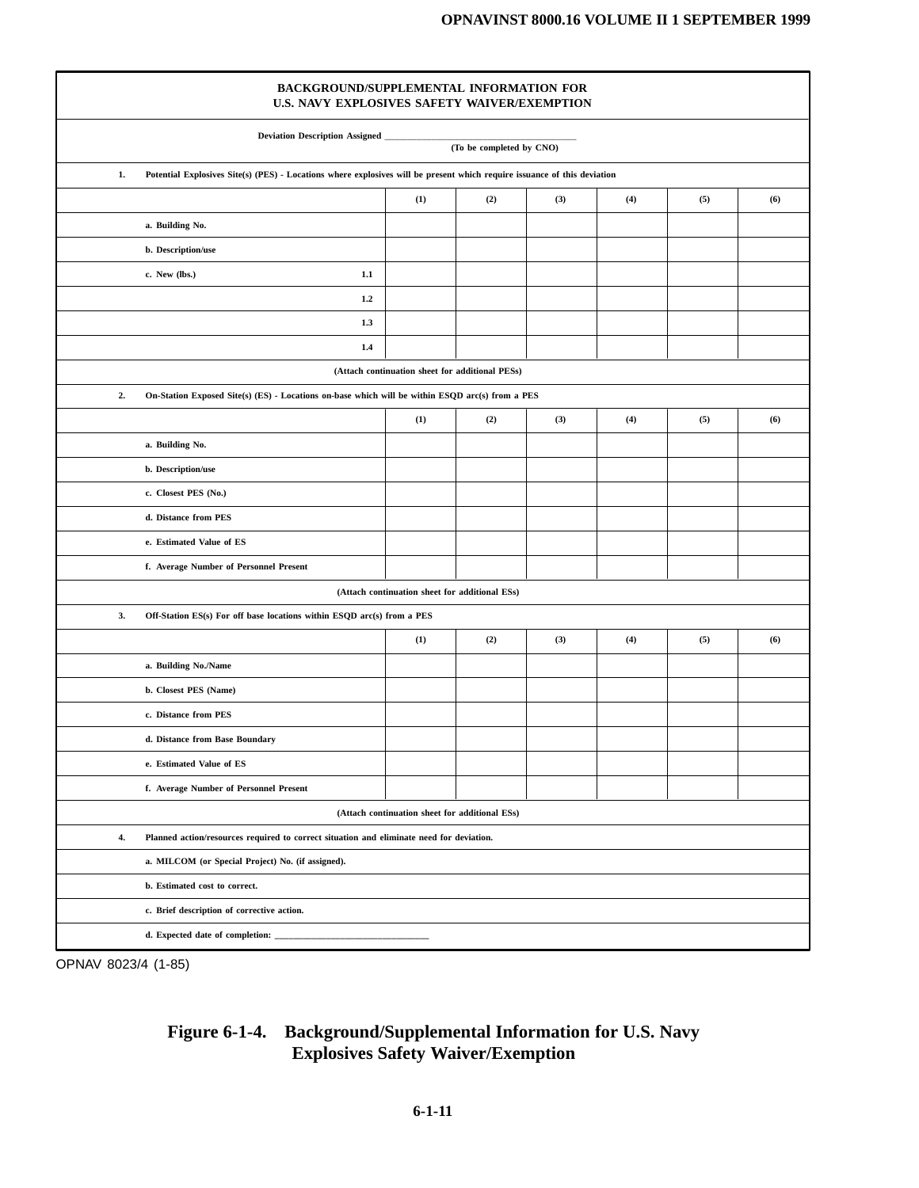## BACKGROUND/SUPPLEMENTAL INFORMATION FOR U.S. NAVY EXPLOSIVES SAFETY WAIVER/EXEMPTION

**Deviation Description Assigned** ____________________________________
**(To be completed by CNO)**

**1. Potential Explosives Site(s) (PES) - Locations where explosives will be present which require issuance of this deviation**

| | (1) | (2) | (3) | (4) | (5) | (6) |
|---|---|---|---|---|---|---|
| a. Building No. | | | | | | |
| b. Description/use | | | | | | |
| c. New (lbs.) 1.1 | | | | | | |
| 1.2 | | | | | | |
| 1.3 | | | | | | |
| 1.4 | | | | | | |

**(Attach continuation sheet for additional PESs)**

**2. On-Station Exposed Site(s) (ES) - Locations on-base which will be within ESQD arc(s) from a PES**

| | (1) | (2) | (3) | (4) | (5) | (6) |
|---|---|---|---|---|---|---|
| a. Building No. | | | | | | |
| b. Description/use | | | | | | |
| c. Closest PES (No.) | | | | | | |
| d. Distance from PES | | | | | | |
| e. Estimated Value of ES | | | | | | |
| f. Average Number of Personnel Present | | | | | | |

**(Attach continuation sheet for additional ESs)**

**3. Off-Station ES(s) For off base locations within ESQD arc(s) from a PES**

| | (1) | (2) | (3) | (4) | (5) | (6) |
|---|---|---|---|---|---|---|
| a. Building No./Name | | | | | | |
| b. Closest PES (Name) | | | | | | |
| c. Distance from PES | | | | | | |
| d. Distance from Base Boundary | | | | | | |
| e. Estimated Value of ES | | | | | | |
| f. Average Number of Personnel Present | | | | | | |

**(Attach continuation sheet for additional ESs)**

**4. Planned action/resources required to correct situation and eliminate need for deviation.**

a. MILCOM (or Special Project) No. (if assigned).

b. Estimated cost to correct.

c. Brief description of corrective action.

d. Expected date of completion: ______________________________

OPNAV 8023/4 (1-85)

**Figure 6-1-4. Background/Supplemental Information for U.S. Navy Explosives Safety Waiver/Exemption**